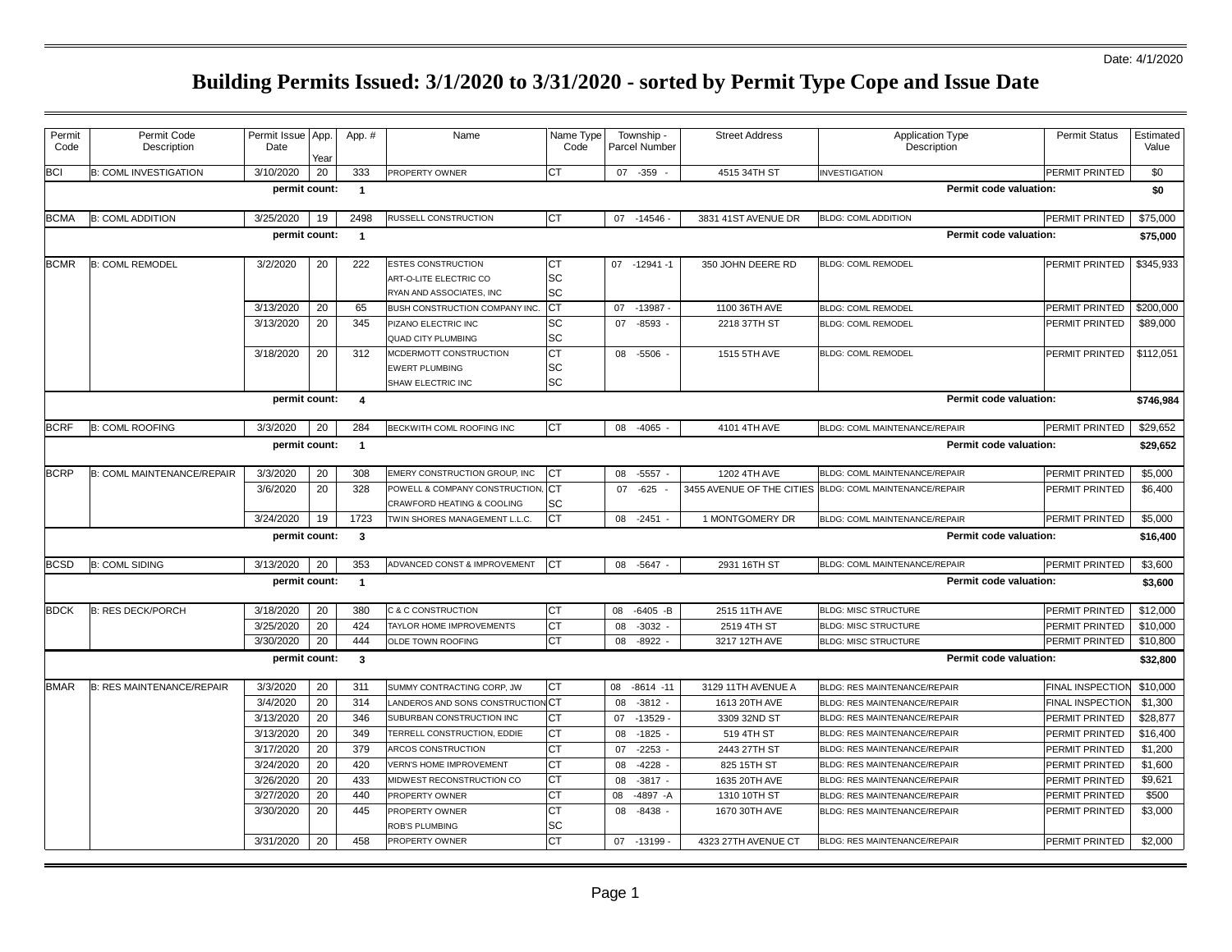Date: 4/1/2020

# Building Permits Issued: 3/1/2020 to 3/31/2020 - sorted by Permit Type Cope and Issue Date

| Permit Code | Permit Code Description | Permit Issue Date | App. Year | App. # | Name | Name Type Code | Township - Parcel Number | Street Address | Application Type Description | Permit Status | Estimated Value |
|---|---|---|---|---|---|---|---|---|---|---|---|
| BCI | B: COML INVESTIGATION | 3/10/2020 | 20 | 333 | PROPERTY OWNER | CT | 07 -359 - | 4515 34TH ST | INVESTIGATION | PERMIT PRINTED | $0 |
| | | permit count: | | 1 | | | | | Permit code valuation: | | $0 |
| BCMA | B: COML ADDITION | 3/25/2020 | 19 | 2498 | RUSSELL CONSTRUCTION | CT | 07 -14546 - | 3831 41ST AVENUE DR | BLDG: COML ADDITION | PERMIT PRINTED | $75,000 |
| | | permit count: | | 1 | | | | | Permit code valuation: | | $75,000 |
| BCMR | B: COML REMODEL | 3/2/2020 | 20 | 222 | ESTES CONSTRUCTION | CT | 07 -12941 -1 | 350 JOHN DEERE RD | BLDG: COML REMODEL | PERMIT PRINTED | $345,933 |
| | | | | | ART-O-LITE ELECTRIC CO | SC | | | | | |
| | | | | | RYAN AND ASSOCIATES, INC | SC | | | | | |
| | | 3/13/2020 | 20 | 65 | BUSH CONSTRUCTION COMPANY INC. | CT | 07 -13987 - | 1100 36TH AVE | BLDG: COML REMODEL | PERMIT PRINTED | $200,000 |
| | | 3/13/2020 | 20 | 345 | PIZANO ELECTRIC INC | SC | 07 -8593 - | 2218 37TH ST | BLDG: COML REMODEL | PERMIT PRINTED | $89,000 |
| | | | | | QUAD CITY PLUMBING | SC | | | | | |
| | | 3/18/2020 | 20 | 312 | MCDERMOTT CONSTRUCTION | CT | 08 -5506 - | 1515 5TH AVE | BLDG: COML REMODEL | PERMIT PRINTED | $112,051 |
| | | | | | EWERT PLUMBING | SC | | | | | |
| | | | | | SHAW ELECTRIC INC | SC | | | | | |
| | | permit count: | | 4 | | | | | Permit code valuation: | | $746,984 |
| BCRF | B: COML ROOFING | 3/3/2020 | 20 | 284 | BECKWITH COML ROOFING INC | CT | 08 -4065 - | 4101 4TH AVE | BLDG: COML MAINTENANCE/REPAIR | PERMIT PRINTED | $29,652 |
| | | permit count: | | 1 | | | | | Permit code valuation: | | $29,652 |
| BCRP | B: COML MAINTENANCE/REPAIR | 3/3/2020 | 20 | 308 | EMERY CONSTRUCTION GROUP, INC | CT | 08 -5557 - | 1202 4TH AVE | BLDG: COML MAINTENANCE/REPAIR | PERMIT PRINTED | $5,000 |
| | | 3/6/2020 | 20 | 328 | POWELL & COMPANY CONSTRUCTION, | CT | 07 -625 - | 3455 AVENUE OF THE CITIES | BLDG: COML MAINTENANCE/REPAIR | PERMIT PRINTED | $6,400 |
| | | | | | CRAWFORD HEATING & COOLING | SC | | | | | |
| | | 3/24/2020 | 19 | 1723 | TWIN SHORES MANAGEMENT L.L.C. | CT | 08 -2451 - | 1 MONTGOMERY DR | BLDG: COML MAINTENANCE/REPAIR | PERMIT PRINTED | $5,000 |
| | | permit count: | | 3 | | | | | Permit code valuation: | | $16,400 |
| BCSD | B: COML SIDING | 3/13/2020 | 20 | 353 | ADVANCED CONST & IMPROVEMENT | CT | 08 -5647 - | 2931 16TH ST | BLDG: COML MAINTENANCE/REPAIR | PERMIT PRINTED | $3,600 |
| | | permit count: | | 1 | | | | | Permit code valuation: | | $3,600 |
| BDCK | B: RES DECK/PORCH | 3/18/2020 | 20 | 380 | C & C CONSTRUCTION | CT | 08 -6405 -B | 2515 11TH AVE | BLDG: MISC STRUCTURE | PERMIT PRINTED | $12,000 |
| | | 3/25/2020 | 20 | 424 | TAYLOR HOME IMPROVEMENTS | CT | 08 -3032 - | 2519 4TH ST | BLDG: MISC STRUCTURE | PERMIT PRINTED | $10,000 |
| | | 3/30/2020 | 20 | 444 | OLDE TOWN ROOFING | CT | 08 -8922 - | 3217 12TH AVE | BLDG: MISC STRUCTURE | PERMIT PRINTED | $10,800 |
| | | permit count: | | 3 | | | | | Permit code valuation: | | $32,800 |
| BMAR | B: RES MAINTENANCE/REPAIR | 3/3/2020 | 20 | 311 | SUMMY CONTRACTING CORP, JW | CT | 08 -8614 -11 | 3129 11TH AVENUE A | BLDG: RES MAINTENANCE/REPAIR | FINAL INSPECTION | $10,000 |
| | | 3/4/2020 | 20 | 314 | LANDEROS AND SONS CONSTRUCTION | CT | 08 -3812 - | 1613 20TH AVE | BLDG: RES MAINTENANCE/REPAIR | FINAL INSPECTION | $1,300 |
| | | 3/13/2020 | 20 | 346 | SUBURBAN CONSTRUCTION INC | CT | 07 -13529 - | 3309 32ND ST | BLDG: RES MAINTENANCE/REPAIR | PERMIT PRINTED | $28,877 |
| | | 3/13/2020 | 20 | 349 | TERRELL CONSTRUCTION, EDDIE | CT | 08 -1825 - | 519 4TH ST | BLDG: RES MAINTENANCE/REPAIR | PERMIT PRINTED | $16,400 |
| | | 3/17/2020 | 20 | 379 | ARCOS CONSTRUCTION | CT | 07 -2253 - | 2443 27TH ST | BLDG: RES MAINTENANCE/REPAIR | PERMIT PRINTED | $1,200 |
| | | 3/24/2020 | 20 | 420 | VERN'S HOME IMPROVEMENT | CT | 08 -4228 - | 825 15TH ST | BLDG: RES MAINTENANCE/REPAIR | PERMIT PRINTED | $1,600 |
| | | 3/26/2020 | 20 | 433 | MIDWEST RECONSTRUCTION CO | CT | 08 -3817 - | 1635 20TH AVE | BLDG: RES MAINTENANCE/REPAIR | PERMIT PRINTED | $9,621 |
| | | 3/27/2020 | 20 | 440 | PROPERTY OWNER | CT | 08 -4897 -A | 1310 10TH ST | BLDG: RES MAINTENANCE/REPAIR | PERMIT PRINTED | $500 |
| | | 3/30/2020 | 20 | 445 | PROPERTY OWNER | CT | 08 -8438 - | 1670 30TH AVE | BLDG: RES MAINTENANCE/REPAIR | PERMIT PRINTED | $3,000 |
| | | | | | ROB'S PLUMBING | SC | | | | | |
| | | 3/31/2020 | 20 | 458 | PROPERTY OWNER | CT | 07 -13199 - | 4323 27TH AVENUE CT | BLDG: RES MAINTENANCE/REPAIR | PERMIT PRINTED | $2,000 |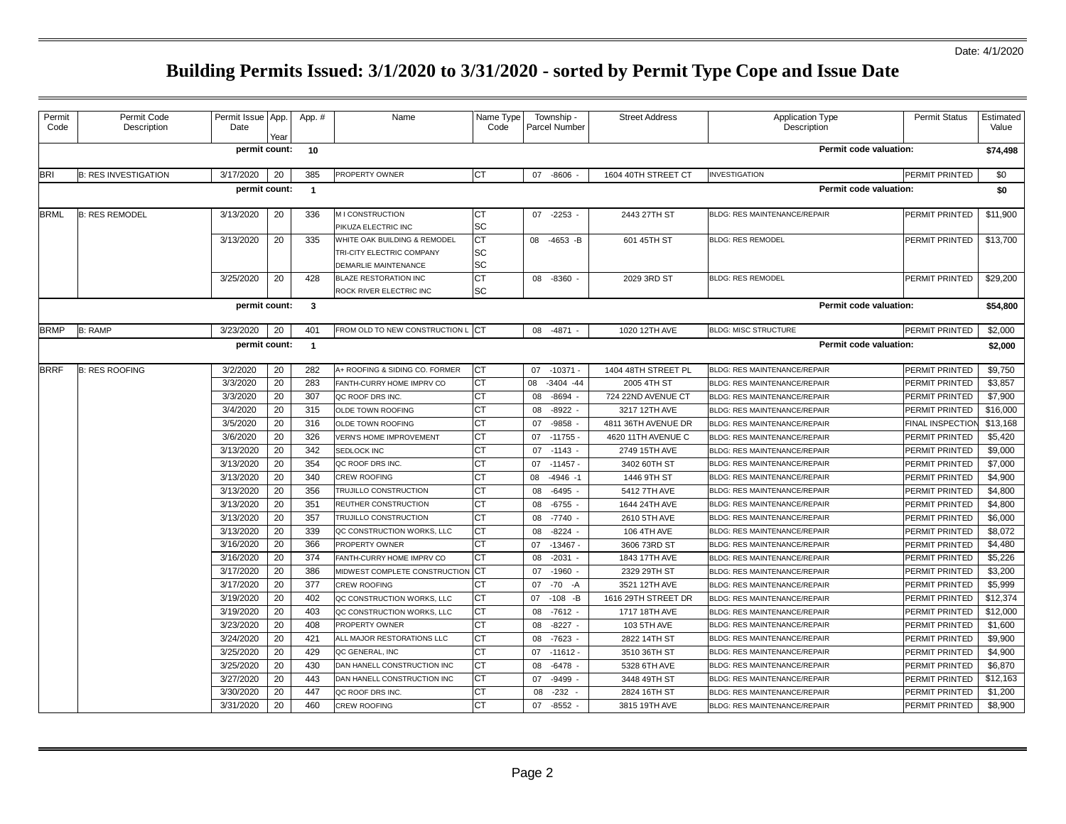Date: 4/1/2020

# Building Permits Issued: 3/1/2020 to 3/31/2020 - sorted by Permit Type Cope and Issue Date

| Permit Code | Permit Code Description | Permit Issue Date | App. Year | App. # | Name | Name Type Code | Township - Parcel Number | Street Address | Application Type Description | Permit Status | Estimated Value |
|---|---|---|---|---|---|---|---|---|---|---|---|
| | | **permit count:** | | **10** | | | | | **Permit code valuation:** | | **$74,498** |
| BRI | B: RES INVESTIGATION | 3/17/2020 | 20 | 385 | PROPERTY OWNER | CT | 07 -8606 - | 1604 40TH STREET CT | INVESTIGATION | PERMIT PRINTED | $0 |
| | | **permit count:** | | **1** | | | | | **Permit code valuation:** | | **$0** |
| BRML | B: RES REMODEL | 3/13/2020 | 20 | 336 | M I CONSTRUCTION | CT | 07 -2253 - | 2443 27TH ST | BLDG: RES MAINTENANCE/REPAIR | PERMIT PRINTED | $11,900 |
| | | | | | PIKUZA ELECTRIC INC | SC | | | | | |
| | | 3/13/2020 | 20 | 335 | WHITE OAK BUILDING & REMODEL | CT | 08 -4653 -B | 601 45TH ST | BLDG: RES REMODEL | PERMIT PRINTED | $13,700 |
| | | | | | TRI-CITY ELECTRIC COMPANY | SC | | | | | |
| | | | | | DEMARLIE MAINTENANCE | SC | | | | | |
| | | 3/25/2020 | 20 | 428 | BLAZE RESTORATION INC | CT | 08 -8360 - | 2029 3RD ST | BLDG: RES REMODEL | PERMIT PRINTED | $29,200 |
| | | | | | ROCK RIVER ELECTRIC INC | SC | | | | | |
| | | **permit count:** | | **3** | | | | | **Permit code valuation:** | | **$54,800** |
| BRMP | B: RAMP | 3/23/2020 | 20 | 401 | FROM OLD TO NEW CONSTRUCTION L | CT | 08 -4871 - | 1020 12TH AVE | BLDG: MISC STRUCTURE | PERMIT PRINTED | $2,000 |
| | | **permit count:** | | **1** | | | | | **Permit code valuation:** | | **$2,000** |
| BRRF | B: RES ROOFING | 3/2/2020 | 20 | 282 | A+ ROOFING & SIDING CO. FORMER | CT | 07 -10371 - | 1404 48TH STREET PL | BLDG: RES MAINTENANCE/REPAIR | PERMIT PRINTED | $9,750 |
| | | 3/3/2020 | 20 | 283 | FANTH-CURRY HOME IMPRV CO | CT | 08 -3404 -44 | 2005 4TH ST | BLDG: RES MAINTENANCE/REPAIR | PERMIT PRINTED | $3,857 |
| | | 3/3/2020 | 20 | 307 | QC ROOF DRS INC. | CT | 08 -8694 - | 724 22ND AVENUE CT | BLDG: RES MAINTENANCE/REPAIR | PERMIT PRINTED | $7,900 |
| | | 3/4/2020 | 20 | 315 | OLDE TOWN ROOFING | CT | 08 -8922 - | 3217 12TH AVE | BLDG: RES MAINTENANCE/REPAIR | PERMIT PRINTED | $16,000 |
| | | 3/5/2020 | 20 | 316 | OLDE TOWN ROOFING | CT | 07 -9858 - | 4811 36TH AVENUE DR | BLDG: RES MAINTENANCE/REPAIR | FINAL INSPECTION | $13,168 |
| | | 3/6/2020 | 20 | 326 | VERN'S HOME IMPROVEMENT | CT | 07 -11755 - | 4620 11TH AVENUE C | BLDG: RES MAINTENANCE/REPAIR | PERMIT PRINTED | $5,420 |
| | | 3/13/2020 | 20 | 342 | SEDLOCK INC | CT | 07 -1143 - | 2749 15TH AVE | BLDG: RES MAINTENANCE/REPAIR | PERMIT PRINTED | $9,000 |
| | | 3/13/2020 | 20 | 354 | QC ROOF DRS INC. | CT | 07 -11457 - | 3402 60TH ST | BLDG: RES MAINTENANCE/REPAIR | PERMIT PRINTED | $7,000 |
| | | 3/13/2020 | 20 | 340 | CREW ROOFING | CT | 08 -4946 -1 | 1446 9TH ST | BLDG: RES MAINTENANCE/REPAIR | PERMIT PRINTED | $4,900 |
| | | 3/13/2020 | 20 | 356 | TRUJILLO CONSTRUCTION | CT | 08 -6495 - | 5412 7TH AVE | BLDG: RES MAINTENANCE/REPAIR | PERMIT PRINTED | $4,800 |
| | | 3/13/2020 | 20 | 351 | REUTHER CONSTRUCTION | CT | 08 -6755 - | 1644 24TH AVE | BLDG: RES MAINTENANCE/REPAIR | PERMIT PRINTED | $4,800 |
| | | 3/13/2020 | 20 | 357 | TRUJILLO CONSTRUCTION | CT | 08 -7740 - | 2610 5TH AVE | BLDG: RES MAINTENANCE/REPAIR | PERMIT PRINTED | $6,000 |
| | | 3/13/2020 | 20 | 339 | QC CONSTRUCTION WORKS, LLC | CT | 08 -8224 - | 106 4TH AVE | BLDG: RES MAINTENANCE/REPAIR | PERMIT PRINTED | $8,072 |
| | | 3/16/2020 | 20 | 366 | PROPERTY OWNER | CT | 07 -13467 - | 3606 73RD ST | BLDG: RES MAINTENANCE/REPAIR | PERMIT PRINTED | $4,480 |
| | | 3/16/2020 | 20 | 374 | FANTH-CURRY HOME IMPRV CO | CT | 08 -2031 - | 1843 17TH AVE | BLDG: RES MAINTENANCE/REPAIR | PERMIT PRINTED | $5,226 |
| | | 3/17/2020 | 20 | 386 | MIDWEST COMPLETE CONSTRUCTION | CT | 07 -1960 - | 2329 29TH ST | BLDG: RES MAINTENANCE/REPAIR | PERMIT PRINTED | $3,200 |
| | | 3/17/2020 | 20 | 377 | CREW ROOFING | CT | 07 -70 -A | 3521 12TH AVE | BLDG: RES MAINTENANCE/REPAIR | PERMIT PRINTED | $5,999 |
| | | 3/19/2020 | 20 | 402 | QC CONSTRUCTION WORKS, LLC | CT | 07 -108 -B | 1616 29TH STREET DR | BLDG: RES MAINTENANCE/REPAIR | PERMIT PRINTED | $12,374 |
| | | 3/19/2020 | 20 | 403 | QC CONSTRUCTION WORKS, LLC | CT | 08 -7612 - | 1717 18TH AVE | BLDG: RES MAINTENANCE/REPAIR | PERMIT PRINTED | $12,000 |
| | | 3/23/2020 | 20 | 408 | PROPERTY OWNER | CT | 08 -8227 - | 103 5TH AVE | BLDG: RES MAINTENANCE/REPAIR | PERMIT PRINTED | $1,600 |
| | | 3/24/2020 | 20 | 421 | ALL MAJOR RESTORATIONS LLC | CT | 08 -7623 - | 2822 14TH ST | BLDG: RES MAINTENANCE/REPAIR | PERMIT PRINTED | $9,900 |
| | | 3/25/2020 | 20 | 429 | QC GENERAL, INC | CT | 07 -11612 - | 3510 36TH ST | BLDG: RES MAINTENANCE/REPAIR | PERMIT PRINTED | $4,900 |
| | | 3/25/2020 | 20 | 430 | DAN HANELL CONSTRUCTION INC | CT | 08 -6478 - | 5328 6TH AVE | BLDG: RES MAINTENANCE/REPAIR | PERMIT PRINTED | $6,870 |
| | | 3/27/2020 | 20 | 443 | DAN HANELL CONSTRUCTION INC | CT | 07 -9499 - | 3448 49TH ST | BLDG: RES MAINTENANCE/REPAIR | PERMIT PRINTED | $12,163 |
| | | 3/30/2020 | 20 | 447 | QC ROOF DRS INC. | CT | 08 -232 - | 2824 16TH ST | BLDG: RES MAINTENANCE/REPAIR | PERMIT PRINTED | $1,200 |
| | | 3/31/2020 | 20 | 460 | CREW ROOFING | CT | 07 -8552 - | 3815 19TH AVE | BLDG: RES MAINTENANCE/REPAIR | PERMIT PRINTED | $8,900 |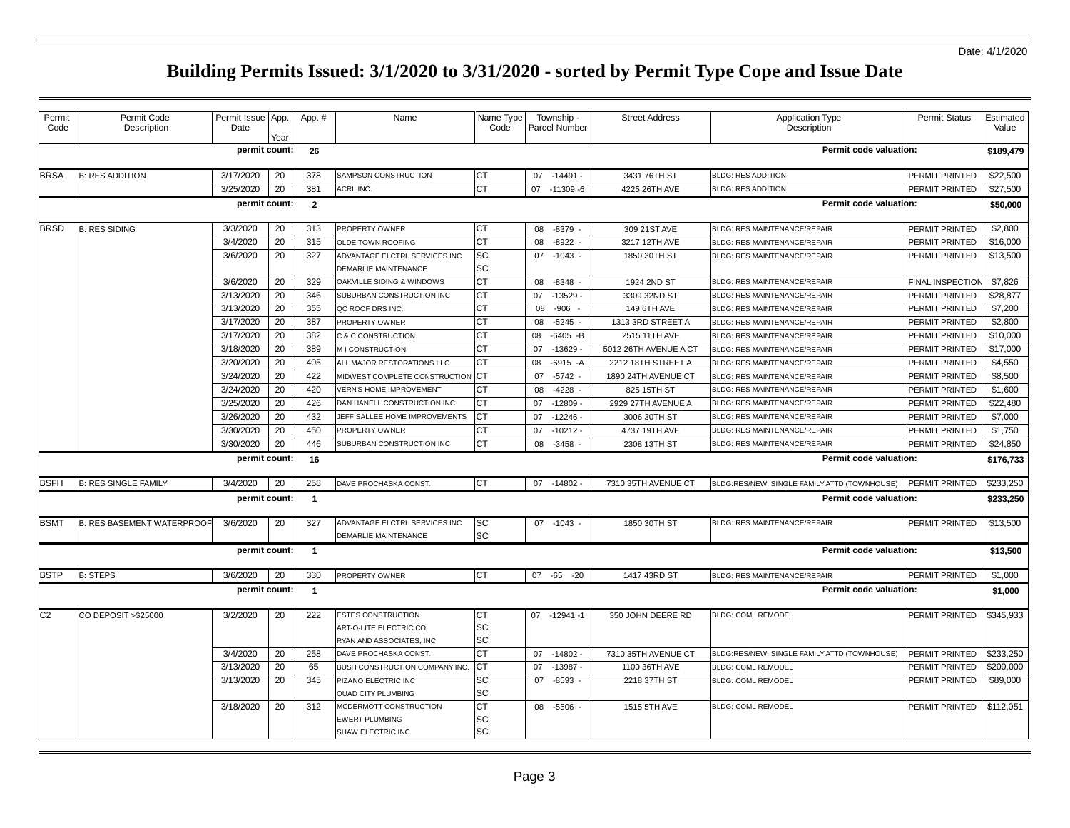Date: 4/1/2020

# Building Permits Issued: 3/1/2020 to 3/31/2020 - sorted by Permit Type Cope and Issue Date

| Permit Code | Permit Code Description | Permit Issue Date | App. Year | App. # | Name | Name Type Code | Township - Parcel Number | Street Address | Application Type Description | Permit Status | Estimated Value |
|---|---|---|---|---|---|---|---|---|---|---|---|
| | | **permit count:** | | **26** | | | | | **Permit code valuation:** | | **$189,479** |
| BRSA | B: RES ADDITION | 3/17/2020 | 20 | 378 | SAMPSON CONSTRUCTION | CT | 07 -14491 - | 3431 76TH ST | BLDG: RES ADDITION | PERMIT PRINTED | $22,500 |
| | | 3/25/2020 | 20 | 381 | ACRI, INC. | CT | 07 -11309 -6 | 4225 26TH AVE | BLDG: RES ADDITION | PERMIT PRINTED | $27,500 |
| | | **permit count:** | | **2** | | | | | **Permit code valuation:** | | **$50,000** |
| BRSD | B: RES SIDING | 3/3/2020 | 20 | 313 | PROPERTY OWNER | CT | 08 -8379 - | 309 21ST AVE | BLDG: RES MAINTENANCE/REPAIR | PERMIT PRINTED | $2,800 |
| | | 3/4/2020 | 20 | 315 | OLDE TOWN ROOFING | CT | 08 -8922 - | 3217 12TH AVE | BLDG: RES MAINTENANCE/REPAIR | PERMIT PRINTED | $16,000 |
| | | 3/6/2020 | 20 | 327 | ADVANTAGE ELCTRL SERVICES INC | SC | 07 -1043 - | 1850 30TH ST | BLDG: RES MAINTENANCE/REPAIR | PERMIT PRINTED | $13,500 |
| | | | | | DEMARLIE MAINTENANCE | SC | | | | | |
| | | 3/6/2020 | 20 | 329 | OAKVILLE SIDING & WINDOWS | CT | 08 -8348 - | 1924 2ND ST | BLDG: RES MAINTENANCE/REPAIR | FINAL INSPECTION | $7,826 |
| | | 3/13/2020 | 20 | 346 | SUBURBAN CONSTRUCTION INC | CT | 07 -13529 - | 3309 32ND ST | BLDG: RES MAINTENANCE/REPAIR | PERMIT PRINTED | $28,877 |
| | | 3/13/2020 | 20 | 355 | QC ROOF DRS INC. | CT | 08 -906 - | 149 6TH AVE | BLDG: RES MAINTENANCE/REPAIR | PERMIT PRINTED | $7,200 |
| | | 3/17/2020 | 20 | 387 | PROPERTY OWNER | CT | 08 -5245 - | 1313 3RD STREET A | BLDG: RES MAINTENANCE/REPAIR | PERMIT PRINTED | $2,800 |
| | | 3/17/2020 | 20 | 382 | C & C CONSTRUCTION | CT | 08 -6405 -B | 2515 11TH AVE | BLDG: RES MAINTENANCE/REPAIR | PERMIT PRINTED | $10,000 |
| | | 3/18/2020 | 20 | 389 | M I CONSTRUCTION | CT | 07 -13629 - | 5012 26TH AVENUE A CT | BLDG: RES MAINTENANCE/REPAIR | PERMIT PRINTED | $17,000 |
| | | 3/20/2020 | 20 | 405 | ALL MAJOR RESTORATIONS LLC | CT | 08 -6915 -A | 2212 18TH STREET A | BLDG: RES MAINTENANCE/REPAIR | PERMIT PRINTED | $4,550 |
| | | 3/24/2020 | 20 | 422 | MIDWEST COMPLETE CONSTRUCTION | CT | 07 -5742 - | 1890 24TH AVENUE CT | BLDG: RES MAINTENANCE/REPAIR | PERMIT PRINTED | $8,500 |
| | | 3/24/2020 | 20 | 420 | VERN'S HOME IMPROVEMENT | CT | 08 -4228 - | 825 15TH ST | BLDG: RES MAINTENANCE/REPAIR | PERMIT PRINTED | $1,600 |
| | | 3/25/2020 | 20 | 426 | DAN HANELL CONSTRUCTION INC | CT | 07 -12809 - | 2929 27TH AVENUE A | BLDG: RES MAINTENANCE/REPAIR | PERMIT PRINTED | $22,480 |
| | | 3/26/2020 | 20 | 432 | JEFF SALLEE HOME IMPROVEMENTS | CT | 07 -12246 - | 3006 30TH ST | BLDG: RES MAINTENANCE/REPAIR | PERMIT PRINTED | $7,000 |
| | | 3/30/2020 | 20 | 450 | PROPERTY OWNER | CT | 07 -10212 - | 4737 19TH AVE | BLDG: RES MAINTENANCE/REPAIR | PERMIT PRINTED | $1,750 |
| | | 3/30/2020 | 20 | 446 | SUBURBAN CONSTRUCTION INC | CT | 08 -3458 - | 2308 13TH ST | BLDG: RES MAINTENANCE/REPAIR | PERMIT PRINTED | $24,850 |
| | | **permit count:** | | **16** | | | | | **Permit code valuation:** | | **$176,733** |
| BSFH | B: RES SINGLE FAMILY | 3/4/2020 | 20 | 258 | DAVE PROCHASKA CONST. | CT | 07 -14802 - | 7310 35TH AVENUE CT | BLDG:RES/NEW, SINGLE FAMILY ATTD (TOWNHOUSE) | PERMIT PRINTED | $233,250 |
| | | **permit count:** | | **1** | | | | | **Permit code valuation:** | | **$233,250** |
| BSMT | B: RES BASEMENT WATERPROOF | 3/6/2020 | 20 | 327 | ADVANTAGE ELCTRL SERVICES INC | SC | 07 -1043 - | 1850 30TH ST | BLDG: RES MAINTENANCE/REPAIR | PERMIT PRINTED | $13,500 |
| | | | | | DEMARLIE MAINTENANCE | SC | | | | | |
| | | **permit count:** | | **1** | | | | | **Permit code valuation:** | | **$13,500** |
| BSTP | B: STEPS | 3/6/2020 | 20 | 330 | PROPERTY OWNER | CT | 07 -65 -20 | 1417 43RD ST | BLDG: RES MAINTENANCE/REPAIR | PERMIT PRINTED | $1,000 |
| | | **permit count:** | | **1** | | | | | **Permit code valuation:** | | **$1,000** |
| C2 | CO DEPOSIT >$25000 | 3/2/2020 | 20 | 222 | ESTES CONSTRUCTION | CT | 07 -12941 -1 | 350 JOHN DEERE RD | BLDG: COML REMODEL | PERMIT PRINTED | $345,933 |
| | | | | | ART-O-LITE ELECTRIC CO | SC | | | | | |
| | | | | | RYAN AND ASSOCIATES, INC | SC | | | | | |
| | | 3/4/2020 | 20 | 258 | DAVE PROCHASKA CONST. | CT | 07 -14802 - | 7310 35TH AVENUE CT | BLDG:RES/NEW, SINGLE FAMILY ATTD (TOWNHOUSE) | PERMIT PRINTED | $233,250 |
| | | 3/13/2020 | 20 | 65 | BUSH CONSTRUCTION COMPANY INC. | CT | 07 -13987 - | 1100 36TH AVE | BLDG: COML REMODEL | PERMIT PRINTED | $200,000 |
| | | 3/13/2020 | 20 | 345 | PIZANO ELECTRIC INC | SC | 07 -8593 - | 2218 37TH ST | BLDG: COML REMODEL | PERMIT PRINTED | $89,000 |
| | | | | | QUAD CITY PLUMBING | SC | | | | | |
| | | 3/18/2020 | 20 | 312 | MCDERMOTT CONSTRUCTION | CT | 08 -5506 - | 1515 5TH AVE | BLDG: COML REMODEL | PERMIT PRINTED | $112,051 |
| | | | | | EWERT PLUMBING | SC | | | | | |
| | | | | | SHAW ELECTRIC INC | SC | | | | | |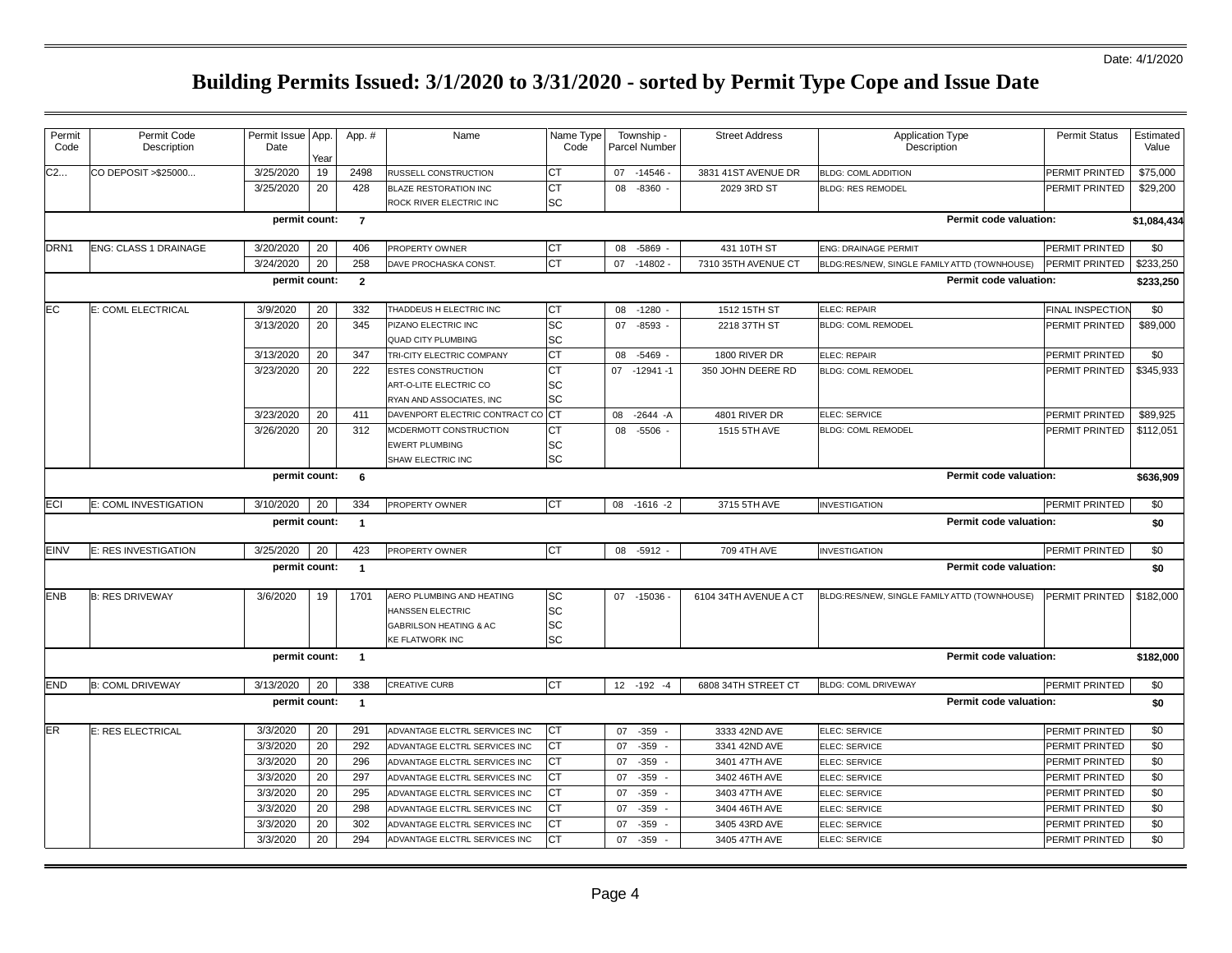Date: 4/1/2020

# Building Permits Issued: 3/1/2020 to 3/31/2020 - sorted by Permit Type Cope and Issue Date

| Permit Code | Permit Code Description | Permit Issue Date | App. Year | App. # | Name | Name Type Code | Township - Parcel Number | Street Address | Application Type Description | Permit Status | Estimated Value |
|---|---|---|---|---|---|---|---|---|---|---|---|
| C2... | CO DEPOSIT >$25000... | 3/25/2020 | 19 | 2498 | RUSSELL CONSTRUCTION | CT | 07 -14546 - | 3831 41ST AVENUE DR | BLDG: COML ADDITION | PERMIT PRINTED | $75,000 |
| | | 3/25/2020 | 20 | 428 | BLAZE RESTORATION INC | CT | 08 -8360 - | 2029 3RD ST | BLDG: RES REMODEL | PERMIT PRINTED | $29,200 |
| | | | | | ROCK RIVER ELECTRIC INC | SC | | | | | |
| | | **permit count:** | | **7** | | | | | **Permit code valuation:** | | **$1,084,434** |
| DRN1 | ENG: CLASS 1 DRAINAGE | 3/20/2020 | 20 | 406 | PROPERTY OWNER | CT | 08 -5869 - | 431 10TH ST | ENG: DRAINAGE PERMIT | PERMIT PRINTED | $0 |
| | | 3/24/2020 | 20 | 258 | DAVE PROCHASKA CONST. | CT | 07 -14802 - | 7310 35TH AVENUE CT | BLDG:RES/NEW, SINGLE FAMILY ATTD (TOWNHOUSE) | PERMIT PRINTED | $233,250 |
| | | **permit count:** | | **2** | | | | | **Permit code valuation:** | | **$233,250** |
| EC | E: COML ELECTRICAL | 3/9/2020 | 20 | 332 | THADDEUS H ELECTRIC INC | CT | 08 -1280 - | 1512 15TH ST | ELEC: REPAIR | FINAL INSPECTION | $0 |
| | | 3/13/2020 | 20 | 345 | PIZANO ELECTRIC INC | SC | 07 -8593 - | 2218 37TH ST | BLDG: COML REMODEL | PERMIT PRINTED | $89,000 |
| | | | | | QUAD CITY PLUMBING | SC | | | | | |
| | | 3/13/2020 | 20 | 347 | TRI-CITY ELECTRIC COMPANY | CT | 08 -5469 - | 1800 RIVER DR | ELEC: REPAIR | PERMIT PRINTED | $0 |
| | | 3/23/2020 | 20 | 222 | ESTES CONSTRUCTION | CT | 07 -12941 -1 | 350 JOHN DEERE RD | BLDG: COML REMODEL | PERMIT PRINTED | $345,933 |
| | | | | | ART-O-LITE ELECTRIC CO | SC | | | | | |
| | | | | | RYAN AND ASSOCIATES, INC | SC | | | | | |
| | | 3/23/2020 | 20 | 411 | DAVENPORT ELECTRIC CONTRACT CO | CT | 08 -2644 -A | 4801 RIVER DR | ELEC: SERVICE | PERMIT PRINTED | $89,925 |
| | | 3/26/2020 | 20 | 312 | MCDERMOTT CONSTRUCTION | CT | 08 -5506 - | 1515 5TH AVE | BLDG: COML REMODEL | PERMIT PRINTED | $112,051 |
| | | | | | EWERT PLUMBING | SC | | | | | |
| | | | | | SHAW ELECTRIC INC | SC | | | | | |
| | | **permit count:** | | **6** | | | | | **Permit code valuation:** | | **$636,909** |
| ECI | E: COML INVESTIGATION | 3/10/2020 | 20 | 334 | PROPERTY OWNER | CT | 08 -1616 -2 | 3715 5TH AVE | INVESTIGATION | PERMIT PRINTED | $0 |
| | | **permit count:** | | **1** | | | | | **Permit code valuation:** | | **$0** |
| EINV | E: RES INVESTIGATION | 3/25/2020 | 20 | 423 | PROPERTY OWNER | CT | 08 -5912 - | 709 4TH AVE | INVESTIGATION | PERMIT PRINTED | $0 |
| | | **permit count:** | | **1** | | | | | **Permit code valuation:** | | **$0** |
| ENB | B: RES DRIVEWAY | 3/6/2020 | 19 | 1701 | AERO PLUMBING AND HEATING | SC | 07 -15036 - | 6104 34TH AVENUE A CT | BLDG:RES/NEW, SINGLE FAMILY ATTD (TOWNHOUSE) | PERMIT PRINTED | $182,000 |
| | | | | | HANSSEN ELECTRIC | SC | | | | | |
| | | | | | GABRILSON HEATING & AC | SC | | | | | |
| | | | | | KE FLATWORK INC | SC | | | | | |
| | | **permit count:** | | **1** | | | | | **Permit code valuation:** | | **$182,000** |
| END | B: COML DRIVEWAY | 3/13/2020 | 20 | 338 | CREATIVE CURB | CT | 12 -192 -4 | 6808 34TH STREET CT | BLDG: COML DRIVEWAY | PERMIT PRINTED | $0 |
| | | **permit count:** | | **1** | | | | | **Permit code valuation:** | | **$0** |
| ER | E: RES ELECTRICAL | 3/3/2020 | 20 | 291 | ADVANTAGE ELCTRL SERVICES INC | CT | 07 -359 - | 3333 42ND AVE | ELEC: SERVICE | PERMIT PRINTED | $0 |
| | | 3/3/2020 | 20 | 292 | ADVANTAGE ELCTRL SERVICES INC | CT | 07 -359 - | 3341 42ND AVE | ELEC: SERVICE | PERMIT PRINTED | $0 |
| | | 3/3/2020 | 20 | 296 | ADVANTAGE ELCTRL SERVICES INC | CT | 07 -359 - | 3401 47TH AVE | ELEC: SERVICE | PERMIT PRINTED | $0 |
| | | 3/3/2020 | 20 | 297 | ADVANTAGE ELCTRL SERVICES INC | CT | 07 -359 - | 3402 46TH AVE | ELEC: SERVICE | PERMIT PRINTED | $0 |
| | | 3/3/2020 | 20 | 295 | ADVANTAGE ELCTRL SERVICES INC | CT | 07 -359 - | 3403 47TH AVE | ELEC: SERVICE | PERMIT PRINTED | $0 |
| | | 3/3/2020 | 20 | 298 | ADVANTAGE ELCTRL SERVICES INC | CT | 07 -359 - | 3404 46TH AVE | ELEC: SERVICE | PERMIT PRINTED | $0 |
| | | 3/3/2020 | 20 | 302 | ADVANTAGE ELCTRL SERVICES INC | CT | 07 -359 - | 3405 43RD AVE | ELEC: SERVICE | PERMIT PRINTED | $0 |
| | | 3/3/2020 | 20 | 294 | ADVANTAGE ELCTRL SERVICES INC | CT | 07 -359 - | 3405 47TH AVE | ELEC: SERVICE | PERMIT PRINTED | $0 |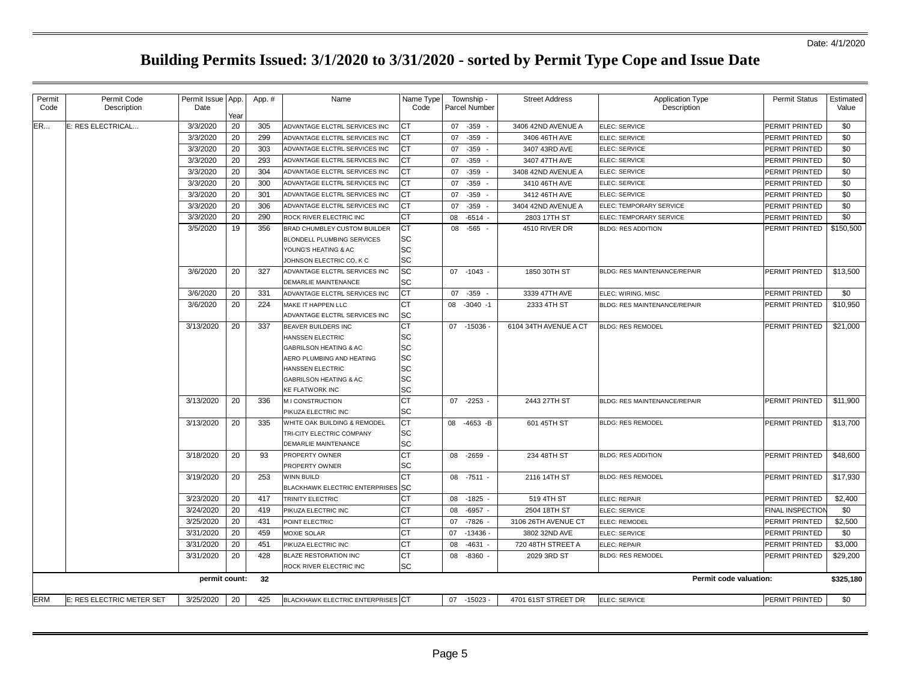Date: 4/1/2020

# Building Permits Issued: 3/1/2020 to 3/31/2020 - sorted by Permit Type Cope and Issue Date

| Permit Code | Permit Code Description | Permit Issue Date | App. Year | App. # | Name | Name Type Code | Township - Parcel Number | Street Address | Application Type Description | Permit Status | Estimated Value |
|---|---|---|---|---|---|---|---|---|---|---|---|
| ER... | E: RES ELECTRICAL... | 3/3/2020 | 20 | 305 | ADVANTAGE ELCTRL SERVICES INC | CT | 07 -359 - | 3406 42ND AVENUE A | ELEC: SERVICE | PERMIT PRINTED | $0 |
| | | 3/3/2020 | 20 | 299 | ADVANTAGE ELCTRL SERVICES INC | CT | 07 -359 - | 3406 46TH AVE | ELEC: SERVICE | PERMIT PRINTED | $0 |
| | | 3/3/2020 | 20 | 303 | ADVANTAGE ELCTRL SERVICES INC | CT | 07 -359 - | 3407 43RD AVE | ELEC: SERVICE | PERMIT PRINTED | $0 |
| | | 3/3/2020 | 20 | 293 | ADVANTAGE ELCTRL SERVICES INC | CT | 07 -359 - | 3407 47TH AVE | ELEC: SERVICE | PERMIT PRINTED | $0 |
| | | 3/3/2020 | 20 | 304 | ADVANTAGE ELCTRL SERVICES INC | CT | 07 -359 - | 3408 42ND AVENUE A | ELEC: SERVICE | PERMIT PRINTED | $0 |
| | | 3/3/2020 | 20 | 300 | ADVANTAGE ELCTRL SERVICES INC | CT | 07 -359 - | 3410 46TH AVE | ELEC: SERVICE | PERMIT PRINTED | $0 |
| | | 3/3/2020 | 20 | 301 | ADVANTAGE ELCTRL SERVICES INC | CT | 07 -359 - | 3412 46TH AVE | ELEC: SERVICE | PERMIT PRINTED | $0 |
| | | 3/3/2020 | 20 | 306 | ADVANTAGE ELCTRL SERVICES INC | CT | 07 -359 - | 3404 42ND AVENUE A | ELEC: TEMPORARY SERVICE | PERMIT PRINTED | $0 |
| | | 3/3/2020 | 20 | 290 | ROCK RIVER ELECTRIC INC | CT | 08 -6514 - | 2803 17TH ST | ELEC: TEMPORARY SERVICE | PERMIT PRINTED | $0 |
| | | 3/5/2020 | 19 | 356 | BRAD CHUMBLEY CUSTOM BUILDER | CT | 08 -565 - | 4510 RIVER DR | BLDG: RES ADDITION | PERMIT PRINTED | $150,500 |
| | | | | | BLONDELL PLUMBING SERVICES | SC | | | | | |
| | | | | | YOUNG'S HEATING & AC | SC | | | | | |
| | | | | | JOHNSON ELECTRIC CO, K C | SC | | | | | |
| | | 3/6/2020 | 20 | 327 | ADVANTAGE ELCTRL SERVICES INC | SC | 07 -1043 - | 1850 30TH ST | BLDG: RES MAINTENANCE/REPAIR | PERMIT PRINTED | $13,500 |
| | | | | | DEMARLIE MAINTENANCE | SC | | | | | |
| | | 3/6/2020 | 20 | 331 | ADVANTAGE ELCTRL SERVICES INC | CT | 07 -359 - | 3339 47TH AVE | ELEC: WIRING, MISC | PERMIT PRINTED | $0 |
| | | 3/6/2020 | 20 | 224 | MAKE IT HAPPEN LLC | CT | 08 -3040 -1 | 2333 4TH ST | BLDG: RES MAINTENANCE/REPAIR | PERMIT PRINTED | $10,950 |
| | | | | | ADVANTAGE ELCTRL SERVICES INC | SC | | | | | |
| | | 3/13/2020 | 20 | 337 | BEAVER BUILDERS INC | CT | 07 -15036 - | 6104 34TH AVENUE A CT | BLDG: RES REMODEL | PERMIT PRINTED | $21,000 |
| | | | | | HANSSEN ELECTRIC | SC | | | | | |
| | | | | | GABRILSON HEATING & AC | SC | | | | | |
| | | | | | AERO PLUMBING AND HEATING | SC | | | | | |
| | | | | | HANSSEN ELECTRIC | SC | | | | | |
| | | | | | GABRILSON HEATING & AC | SC | | | | | |
| | | | | | KE FLATWORK INC | SC | | | | | |
| | | 3/13/2020 | 20 | 336 | M I CONSTRUCTION | CT | 07 -2253 - | 2443 27TH ST | BLDG: RES MAINTENANCE/REPAIR | PERMIT PRINTED | $11,900 |
| | | | | | PIKUZA ELECTRIC INC | SC | | | | | |
| | | 3/13/2020 | 20 | 335 | WHITE OAK BUILDING & REMODEL | CT | 08 -4653 -B | 601 45TH ST | BLDG: RES REMODEL | PERMIT PRINTED | $13,700 |
| | | | | | TRI-CITY ELECTRIC COMPANY | SC | | | | | |
| | | | | | DEMARLIE MAINTENANCE | SC | | | | | |
| | | 3/18/2020 | 20 | 93 | PROPERTY OWNER | CT | 08 -2659 - | 234 48TH ST | BLDG: RES ADDITION | PERMIT PRINTED | $48,600 |
| | | | | | PROPERTY OWNER | SC | | | | | |
| | | 3/19/2020 | 20 | 253 | WINN BUILD | CT | 08 -7511 - | 2116 14TH ST | BLDG: RES REMODEL | PERMIT PRINTED | $17,930 |
| | | | | | BLACKHAWK ELECTRIC ENTERPRISES | SC | | | | | |
| | | 3/23/2020 | 20 | 417 | TRINITY ELECTRIC | CT | 08 -1825 - | 519 4TH ST | ELEC: REPAIR | PERMIT PRINTED | $2,400 |
| | | 3/24/2020 | 20 | 419 | PIKUZA ELECTRIC INC | CT | 08 -6957 - | 2504 18TH ST | ELEC: SERVICE | FINAL INSPECTION | $0 |
| | | 3/25/2020 | 20 | 431 | POINT ELECTRIC | CT | 07 -7826 - | 3106 26TH AVENUE CT | ELEC: REMODEL | PERMIT PRINTED | $2,500 |
| | | 3/31/2020 | 20 | 459 | MOXIE SOLAR | CT | 07 -13436 - | 3802 32ND AVE | ELEC: SERVICE | PERMIT PRINTED | $0 |
| | | 3/31/2020 | 20 | 451 | PIKUZA ELECTRIC INC | CT | 08 -4631 - | 720 48TH STREET A | ELEC: REPAIR | PERMIT PRINTED | $3,000 |
| | | 3/31/2020 | 20 | 428 | BLAZE RESTORATION INC | CT | 08 -8360 - | 2029 3RD ST | BLDG: RES REMODEL | PERMIT PRINTED | $29,200 |
| | | | | | ROCK RIVER ELECTRIC INC | SC | | | | | |
| | | **permit count:** | | **32** | | | | | **Permit code valuation:** | | **$325,180** |
| ERM | E: RES ELECTRIC METER SET | 3/25/2020 | 20 | 425 | BLACKHAWK ELECTRIC ENTERPRISES | CT | 07 -15023 - | 4701 61ST STREET DR | ELEC: SERVICE | PERMIT PRINTED | $0 |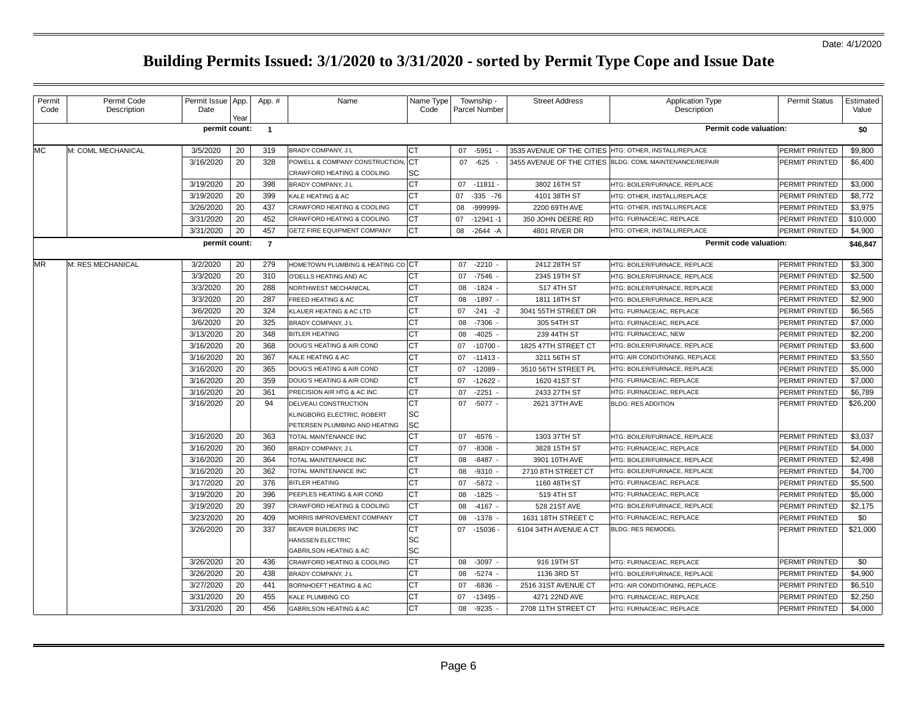Date: 4/1/2020

# Building Permits Issued: 3/1/2020 to 3/31/2020 - sorted by Permit Type Cope and Issue Date

| Permit Code | Permit Code Description | Permit Issue Date | App. Year | App. # | Name | Name Type Code | Township - Parcel Number | Street Address | Application Type Description | Permit Status | Estimated Value |
|---|---|---|---|---|---|---|---|---|---|---|---|
| | | **permit count:** | | **1** | | | | | **Permit code valuation:** | | **$0** |
| MC | M: COML MECHANICAL | 3/5/2020 | 20 | 319 | BRADY COMPANY, J L | CT | 07 -5951 - | 3535 AVENUE OF THE CITIES | HTG: OTHER, INSTALL/REPLACE | PERMIT PRINTED | $9,800 |
| | | 3/16/2020 | 20 | 328 | POWELL & COMPANY CONSTRUCTION, | CT | 07 -625 - | 3455 AVENUE OF THE CITIES | BLDG: COML MAINTENANCE/REPAIR | PERMIT PRINTED | $6,400 |
| | | | | | CRAWFORD HEATING & COOLING | SC | | | | | |
| | | 3/19/2020 | 20 | 398 | BRADY COMPANY, J L | CT | 07 -11811 - | 3802 16TH ST | HTG: BOILER/FURNACE, REPLACE | PERMIT PRINTED | $3,000 |
| | | 3/19/2020 | 20 | 399 | KALE HEATING & AC | CT | 07 -335 -76 | 4101 38TH ST | HTG: OTHER, INSTALL/REPLACE | PERMIT PRINTED | $8,772 |
| | | 3/26/2020 | 20 | 437 | CRAWFORD HEATING & COOLING | CT | 08 -999999- | 2200 69TH AVE | HTG: OTHER, INSTALL/REPLACE | PERMIT PRINTED | $3,975 |
| | | 3/31/2020 | 20 | 452 | CRAWFORD HEATING & COOLING | CT | 07 -12941 -1 | 350 JOHN DEERE RD | HTG: FURNACE/AC, REPLACE | PERMIT PRINTED | $10,000 |
| | | 3/31/2020 | 20 | 457 | GETZ FIRE EQUIPMENT COMPANY | CT | 08 -2644 -A | 4801 RIVER DR | HTG: OTHER, INSTALL/REPLACE | PERMIT PRINTED | $4,900 |
| | | **permit count:** | | **7** | | | | | **Permit code valuation:** | | **$46,847** |
| MR | M: RES MECHANICAL | 3/2/2020 | 20 | 279 | HOMETOWN PLUMBING & HEATING CO | CT | 07 -2210 - | 2412 28TH ST | HTG: BOILER/FURNACE, REPLACE | PERMIT PRINTED | $3,300 |
| | | 3/3/2020 | 20 | 310 | O'DELLS HEATING AND AC | CT | 07 -7546 - | 2345 19TH ST | HTG: BOILER/FURNACE, REPLACE | PERMIT PRINTED | $2,500 |
| | | 3/3/2020 | 20 | 288 | NORTHWEST MECHANICAL | CT | 08 -1824 - | 517 4TH ST | HTG: BOILER/FURNACE, REPLACE | PERMIT PRINTED | $3,000 |
| | | 3/3/2020 | 20 | 287 | FREED HEATING & AC | CT | 08 -1897 - | 1811 18TH ST | HTG: BOILER/FURNACE, REPLACE | PERMIT PRINTED | $2,900 |
| | | 3/6/2020 | 20 | 324 | KLAUER HEATING & AC LTD | CT | 07 -241 -2 | 3041 55TH STREET DR | HTG: FURNACE/AC, REPLACE | PERMIT PRINTED | $6,565 |
| | | 3/6/2020 | 20 | 325 | BRADY COMPANY, J L | CT | 08 -7306 - | 305 54TH ST | HTG: FURNACE/AC, REPLACE | PERMIT PRINTED | $7,000 |
| | | 3/13/2020 | 20 | 348 | BITLER HEATING | CT | 08 -4025 - | 239 44TH ST | HTG: FURNACE/AC, NEW | PERMIT PRINTED | $2,200 |
| | | 3/16/2020 | 20 | 368 | DOUG'S HEATING & AIR COND | CT | 07 -10700 - | 1825 47TH STREET CT | HTG: BOILER/FURNACE, REPLACE | PERMIT PRINTED | $3,600 |
| | | 3/16/2020 | 20 | 367 | KALE HEATING & AC | CT | 07 -11413 - | 3211 56TH ST | HTG: AIR CONDITIONING, REPLACE | PERMIT PRINTED | $3,550 |
| | | 3/16/2020 | 20 | 365 | DOUG'S HEATING & AIR COND | CT | 07 -12089 - | 3510 56TH STREET PL | HTG: BOILER/FURNACE, REPLACE | PERMIT PRINTED | $5,000 |
| | | 3/16/2020 | 20 | 359 | DOUG'S HEATING & AIR COND | CT | 07 -12622 - | 1620 41ST ST | HTG: FURNACE/AC, REPLACE | PERMIT PRINTED | $7,000 |
| | | 3/16/2020 | 20 | 361 | PRECISION AIR HTG & AC INC | CT | 07 -2251 - | 2433 27TH ST | HTG: FURNACE/AC, REPLACE | PERMIT PRINTED | $6,789 |
| | | 3/16/2020 | 20 | 94 | DELVEAU CONSTRUCTION | CT | 07 -5077 - | 2621 37TH AVE | BLDG: RES ADDITION | PERMIT PRINTED | $26,200 |
| | | | | | KLINGBORG ELECTRIC, ROBERT | SC | | | | | |
| | | | | | PETERSEN PLUMBING AND HEATING | SC | | | | | |
| | | 3/16/2020 | 20 | 363 | TOTAL MAINTENANCE INC | CT | 07 -6576 - | 1303 37TH ST | HTG: BOILER/FURNACE, REPLACE | PERMIT PRINTED | $3,037 |
| | | 3/16/2020 | 20 | 360 | BRADY COMPANY, J L | CT | 07 -8308 - | 3828 15TH ST | HTG: FURNACE/AC, REPLACE | PERMIT PRINTED | $4,000 |
| | | 3/16/2020 | 20 | 364 | TOTAL MAINTENANCE INC | CT | 08 -8487 - | 3901 10TH AVE | HTG: BOILER/FURNACE, REPLACE | PERMIT PRINTED | $2,498 |
| | | 3/16/2020 | 20 | 362 | TOTAL MAINTENANCE INC | CT | 08 -9310 - | 2710 8TH STREET CT | HTG: BOILER/FURNACE, REPLACE | PERMIT PRINTED | $4,700 |
| | | 3/17/2020 | 20 | 376 | BITLER HEATING | CT | 07 -5872 - | 1160 48TH ST | HTG: FURNACE/AC, REPLACE | PERMIT PRINTED | $5,500 |
| | | 3/19/2020 | 20 | 396 | PEEPLES HEATING & AIR COND | CT | 08 -1825 - | 519 4TH ST | HTG: FURNACE/AC, REPLACE | PERMIT PRINTED | $5,000 |
| | | 3/19/2020 | 20 | 397 | CRAWFORD HEATING & COOLING | CT | 08 -4167 - | 528 21ST AVE | HTG: BOILER/FURNACE, REPLACE | PERMIT PRINTED | $2,175 |
| | | 3/23/2020 | 20 | 409 | MORRIS IMPROVEMENT COMPANY | CT | 08 -1378 - | 1631 18TH STREET C | HTG: FURNACE/AC, REPLACE | PERMIT PRINTED | $0 |
| | | 3/26/2020 | 20 | 337 | BEAVER BUILDERS INC | CT | 07 -15036 - | 6104 34TH AVENUE A CT | BLDG: RES REMODEL | PERMIT PRINTED | $21,000 |
| | | | | | HANSSEN ELECTRIC | SC | | | | | |
| | | | | | GABRILSON HEATING & AC | SC | | | | | |
| | | 3/26/2020 | 20 | 436 | CRAWFORD HEATING & COOLING | CT | 08 -3097 - | 916 19TH ST | HTG: FURNACE/AC, REPLACE | PERMIT PRINTED | $0 |
| | | 3/26/2020 | 20 | 438 | BRADY COMPANY, J L | CT | 08 -5274 - | 1136 3RD ST | HTG: BOILER/FURNACE, REPLACE | PERMIT PRINTED | $4,900 |
| | | 3/27/2020 | 20 | 441 | BORNHOEFT HEATING & AC | CT | 07 -6836 - | 2516 31ST AVENUE CT | HTG: AIR CONDITIONING, REPLACE | PERMIT PRINTED | $6,510 |
| | | 3/31/2020 | 20 | 455 | KALE PLUMBING CO | CT | 07 -13495 - | 4271 22ND AVE | HTG: FURNACE/AC, REPLACE | PERMIT PRINTED | $2,250 |
| | | 3/31/2020 | 20 | 456 | GABRILSON HEATING & AC | CT | 08 -9235 - | 2708 11TH STREET CT | HTG: FURNACE/AC, REPLACE | PERMIT PRINTED | $4,000 |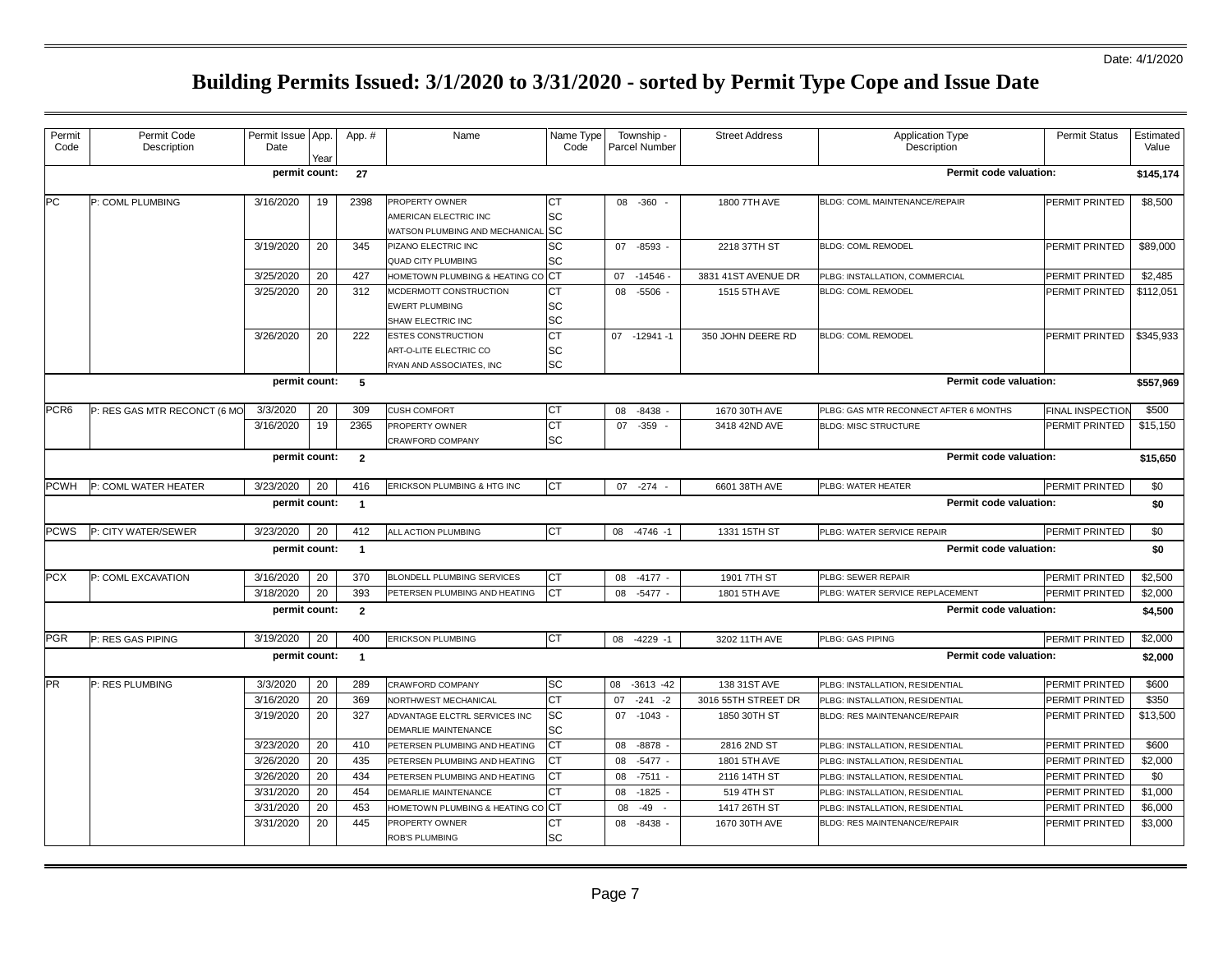Date: 4/1/2020

# Building Permits Issued: 3/1/2020 to 3/31/2020 - sorted by Permit Type Cope and Issue Date

| Permit Code | Permit Code Description | Permit Issue Date | App. Year | App. # | Name | Name Type Code | Township - Parcel Number | Street Address | Application Type Description | Permit Status | Estimated Value |
|---|---|---|---|---|---|---|---|---|---|---|---|
| | | permit count: | | 27 | | | | | Permit code valuation: | | $145,174 |
| PC | P: COML PLUMBING | 3/16/2020 | 19 | 2398 | PROPERTY OWNER | CT | 08 -360 - | 1800 7TH AVE | BLDG: COML MAINTENANCE/REPAIR | PERMIT PRINTED | $8,500 |
| | | | | | AMERICAN ELECTRIC INC | SC | | | | | |
| | | | | | WATSON PLUMBING AND MECHANICAL | SC | | | | | |
| | | 3/19/2020 | 20 | 345 | PIZANO ELECTRIC INC | SC | 07 -8593 - | 2218 37TH ST | BLDG: COML REMODEL | PERMIT PRINTED | $89,000 |
| | | | | | QUAD CITY PLUMBING | SC | | | | | |
| | | 3/25/2020 | 20 | 427 | HOMETOWN PLUMBING & HEATING CO | CT | 07 -14546 - | 3831 41ST AVENUE DR | PLBG: INSTALLATION, COMMERCIAL | PERMIT PRINTED | $2,485 |
| | | 3/25/2020 | 20 | 312 | MCDERMOTT CONSTRUCTION | CT | 08 -5506 - | 1515 5TH AVE | BLDG: COML REMODEL | PERMIT PRINTED | $112,051 |
| | | | | | EWERT PLUMBING | SC | | | | | |
| | | | | | SHAW ELECTRIC INC | SC | | | | | |
| | | 3/26/2020 | 20 | 222 | ESTES CONSTRUCTION | CT | 07 -12941 -1 | 350 JOHN DEERE RD | BLDG: COML REMODEL | PERMIT PRINTED | $345,933 |
| | | | | | ART-O-LITE ELECTRIC CO | SC | | | | | |
| | | | | | RYAN AND ASSOCIATES, INC | SC | | | | | |
| | | permit count: | | 5 | | | | | Permit code valuation: | | $557,969 |
| PCR6 | P: RES GAS MTR RECONCT (6 MO | 3/3/2020 | 20 | 309 | CUSH COMFORT | CT | 08 -8438 - | 1670 30TH AVE | PLBG: GAS MTR RECONNECT AFTER 6 MONTHS | FINAL INSPECTION | $500 |
| | | 3/16/2020 | 19 | 2365 | PROPERTY OWNER | CT | 07 -359 - | 3418 42ND AVE | BLDG: MISC STRUCTURE | PERMIT PRINTED | $15,150 |
| | | | | | CRAWFORD COMPANY | SC | | | | | |
| | | permit count: | | 2 | | | | | Permit code valuation: | | $15,650 |
| PCWH | P: COML WATER HEATER | 3/23/2020 | 20 | 416 | ERICKSON PLUMBING & HTG INC | CT | 07 -274 - | 6601 38TH AVE | PLBG: WATER HEATER | PERMIT PRINTED | $0 |
| | | permit count: | | 1 | | | | | Permit code valuation: | | $0 |
| PCWS | P: CITY WATER/SEWER | 3/23/2020 | 20 | 412 | ALL ACTION PLUMBING | CT | 08 -4746 -1 | 1331 15TH ST | PLBG: WATER SERVICE REPAIR | PERMIT PRINTED | $0 |
| | | permit count: | | 1 | | | | | Permit code valuation: | | $0 |
| PCX | P: COML EXCAVATION | 3/16/2020 | 20 | 370 | BLONDELL PLUMBING SERVICES | CT | 08 -4177 - | 1901 7TH ST | PLBG: SEWER REPAIR | PERMIT PRINTED | $2,500 |
| | | 3/18/2020 | 20 | 393 | PETERSEN PLUMBING AND HEATING | CT | 08 -5477 - | 1801 5TH AVE | PLBG: WATER SERVICE REPLACEMENT | PERMIT PRINTED | $2,000 |
| | | permit count: | | 2 | | | | | Permit code valuation: | | $4,500 |
| PGR | P: RES GAS PIPING | 3/19/2020 | 20 | 400 | ERICKSON PLUMBING | CT | 08 -4229 -1 | 3202 11TH AVE | PLBG: GAS PIPING | PERMIT PRINTED | $2,000 |
| | | permit count: | | 1 | | | | | Permit code valuation: | | $2,000 |
| PR | P: RES PLUMBING | 3/3/2020 | 20 | 289 | CRAWFORD COMPANY | SC | 08 -3613 -42 | 138 31ST AVE | PLBG: INSTALLATION, RESIDENTIAL | PERMIT PRINTED | $600 |
| | | 3/16/2020 | 20 | 369 | NORTHWEST MECHANICAL | CT | 07 -241 -2 | 3016 55TH STREET DR | PLBG: INSTALLATION, RESIDENTIAL | PERMIT PRINTED | $350 |
| | | 3/19/2020 | 20 | 327 | ADVANTAGE ELCTRL SERVICES INC | SC | 07 -1043 - | 1850 30TH ST | BLDG: RES MAINTENANCE/REPAIR | PERMIT PRINTED | $13,500 |
| | | | | | DEMARLIE MAINTENANCE | SC | | | | | |
| | | 3/23/2020 | 20 | 410 | PETERSEN PLUMBING AND HEATING | CT | 08 -8878 - | 2816 2ND ST | PLBG: INSTALLATION, RESIDENTIAL | PERMIT PRINTED | $600 |
| | | 3/26/2020 | 20 | 435 | PETERSEN PLUMBING AND HEATING | CT | 08 -5477 - | 1801 5TH AVE | PLBG: INSTALLATION, RESIDENTIAL | PERMIT PRINTED | $2,000 |
| | | 3/26/2020 | 20 | 434 | PETERSEN PLUMBING AND HEATING | CT | 08 -7511 - | 2116 14TH ST | PLBG: INSTALLATION, RESIDENTIAL | PERMIT PRINTED | $0 |
| | | 3/31/2020 | 20 | 454 | DEMARLIE MAINTENANCE | CT | 08 -1825 - | 519 4TH ST | PLBG: INSTALLATION, RESIDENTIAL | PERMIT PRINTED | $1,000 |
| | | 3/31/2020 | 20 | 453 | HOMETOWN PLUMBING & HEATING CO | CT | 08 -49 - | 1417 26TH ST | PLBG: INSTALLATION, RESIDENTIAL | PERMIT PRINTED | $6,000 |
| | | 3/31/2020 | 20 | 445 | PROPERTY OWNER | CT | 08 -8438 - | 1670 30TH AVE | BLDG: RES MAINTENANCE/REPAIR | PERMIT PRINTED | $3,000 |
| | | | | | ROB'S PLUMBING | SC | | | | | |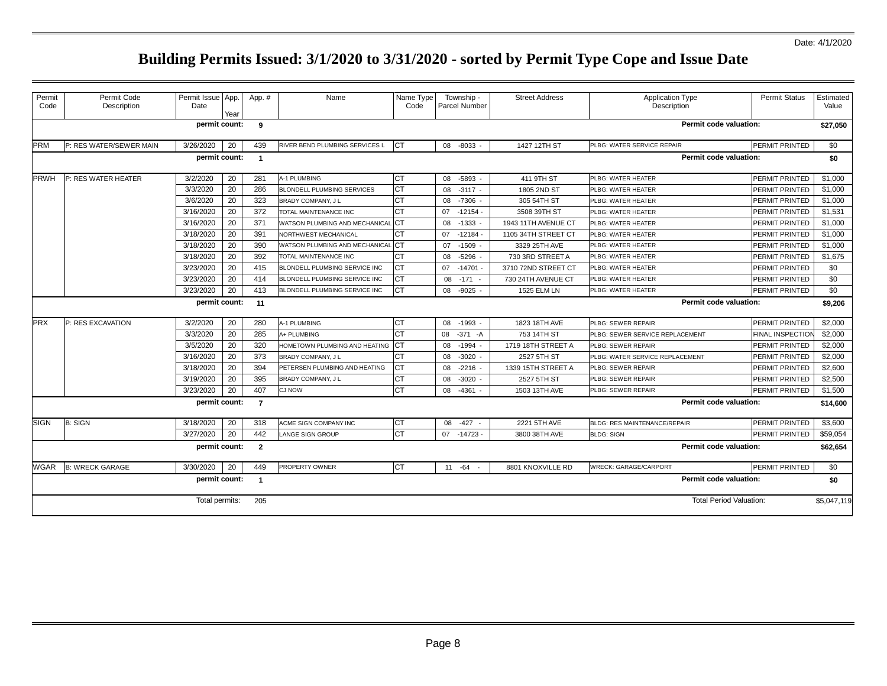Date: 4/1/2020

# Building Permits Issued: 3/1/2020 to 3/31/2020 - sorted by Permit Type Cope and Issue Date

| Permit Code | Permit Code Description | Permit Issue Date | App. Year | App. # | Name | Name Type Code | Township - Parcel Number | Street Address | Application Type Description | Permit Status | Estimated Value |
|---|---|---|---|---|---|---|---|---|---|---|---|
| | | permit count: | | 9 | | | | | Permit code valuation: | | $27,050 |
| PRM | P: RES WATER/SEWER MAIN | 3/26/2020 | 20 | 439 | RIVER BEND PLUMBING SERVICES L | CT | 08 -8033 - | 1427 12TH ST | PLBG: WATER SERVICE REPAIR | PERMIT PRINTED | $0 |
| | | permit count: | | 1 | | | | | Permit code valuation: | | $0 |
| PRWH | P: RES WATER HEATER | 3/2/2020 | 20 | 281 | A-1 PLUMBING | CT | 08 -5893 - | 411 9TH ST | PLBG: WATER HEATER | PERMIT PRINTED | $1,000 |
| | | 3/3/2020 | 20 | 286 | BLONDELL PLUMBING SERVICES | CT | 08 -3117 - | 1805 2ND ST | PLBG: WATER HEATER | PERMIT PRINTED | $1,000 |
| | | 3/6/2020 | 20 | 323 | BRADY COMPANY, J L | CT | 08 -7306 - | 305 54TH ST | PLBG: WATER HEATER | PERMIT PRINTED | $1,000 |
| | | 3/16/2020 | 20 | 372 | TOTAL MAINTENANCE INC | CT | 07 -12154 - | 3508 39TH ST | PLBG: WATER HEATER | PERMIT PRINTED | $1,531 |
| | | 3/16/2020 | 20 | 371 | WATSON PLUMBING AND MECHANICAL | CT | 08 -1333 - | 1943 11TH AVENUE CT | PLBG: WATER HEATER | PERMIT PRINTED | $1,000 |
| | | 3/18/2020 | 20 | 391 | NORTHWEST MECHANICAL | CT | 07 -12184 - | 1105 34TH STREET CT | PLBG: WATER HEATER | PERMIT PRINTED | $1,000 |
| | | 3/18/2020 | 20 | 390 | WATSON PLUMBING AND MECHANICAL | CT | 07 -1509 - | 3329 25TH AVE | PLBG: WATER HEATER | PERMIT PRINTED | $1,000 |
| | | 3/18/2020 | 20 | 392 | TOTAL MAINTENANCE INC | CT | 08 -5296 - | 730 3RD STREET A | PLBG: WATER HEATER | PERMIT PRINTED | $1,675 |
| | | 3/23/2020 | 20 | 415 | BLONDELL PLUMBING SERVICE INC | CT | 07 -14701 - | 3710 72ND STREET CT | PLBG: WATER HEATER | PERMIT PRINTED | $0 |
| | | 3/23/2020 | 20 | 414 | BLONDELL PLUMBING SERVICE INC | CT | 08 -171 - | 730 24TH AVENUE CT | PLBG: WATER HEATER | PERMIT PRINTED | $0 |
| | | 3/23/2020 | 20 | 413 | BLONDELL PLUMBING SERVICE INC | CT | 08 -9025 - | 1525 ELM LN | PLBG: WATER HEATER | PERMIT PRINTED | $0 |
| | | permit count: | | 11 | | | | | Permit code valuation: | | $9,206 |
| PRX | P: RES EXCAVATION | 3/2/2020 | 20 | 280 | A-1 PLUMBING | CT | 08 -1993 - | 1823 18TH AVE | PLBG: SEWER REPAIR | PERMIT PRINTED | $2,000 |
| | | 3/3/2020 | 20 | 285 | A+ PLUMBING | CT | 08 -371 -A | 753 14TH ST | PLBG: SEWER SERVICE REPLACEMENT | FINAL INSPECTION | $2,000 |
| | | 3/5/2020 | 20 | 320 | HOMETOWN PLUMBING AND HEATING | CT | 08 -1994 - | 1719 18TH STREET A | PLBG: SEWER REPAIR | PERMIT PRINTED | $2,000 |
| | | 3/16/2020 | 20 | 373 | BRADY COMPANY, J L | CT | 08 -3020 - | 2527 5TH ST | PLBG: WATER SERVICE REPLACEMENT | PERMIT PRINTED | $2,000 |
| | | 3/18/2020 | 20 | 394 | PETERSEN PLUMBING AND HEATING | CT | 08 -2216 - | 1339 15TH STREET A | PLBG: SEWER REPAIR | PERMIT PRINTED | $2,600 |
| | | 3/19/2020 | 20 | 395 | BRADY COMPANY, J L | CT | 08 -3020 - | 2527 5TH ST | PLBG: SEWER REPAIR | PERMIT PRINTED | $2,500 |
| | | 3/23/2020 | 20 | 407 | CJ NOW | CT | 08 -4361 - | 1503 13TH AVE | PLBG: SEWER REPAIR | PERMIT PRINTED | $1,500 |
| | | permit count: | | 7 | | | | | Permit code valuation: | | $14,600 |
| SIGN | B: SIGN | 3/18/2020 | 20 | 318 | ACME SIGN COMPANY INC | CT | 08 -427 - | 2221 5TH AVE | BLDG: RES MAINTENANCE/REPAIR | PERMIT PRINTED | $3,600 |
| | | 3/27/2020 | 20 | 442 | LANGE SIGN GROUP | CT | 07 -14723 - | 3800 38TH AVE | BLDG: SIGN | PERMIT PRINTED | $59,054 |
| | | permit count: | | 2 | | | | | Permit code valuation: | | $62,654 |
| WGAR | B: WRECK GARAGE | 3/30/2020 | 20 | 449 | PROPERTY OWNER | CT | 11 -64 - | 8801 KNOXVILLE RD | WRECK: GARAGE/CARPORT | PERMIT PRINTED | $0 |
| | | permit count: | | 1 | | | | | Permit code valuation: | | $0 |
| | | Total permits: | | 205 | | | | | Total Period Valuation: | | $5,047,119 |